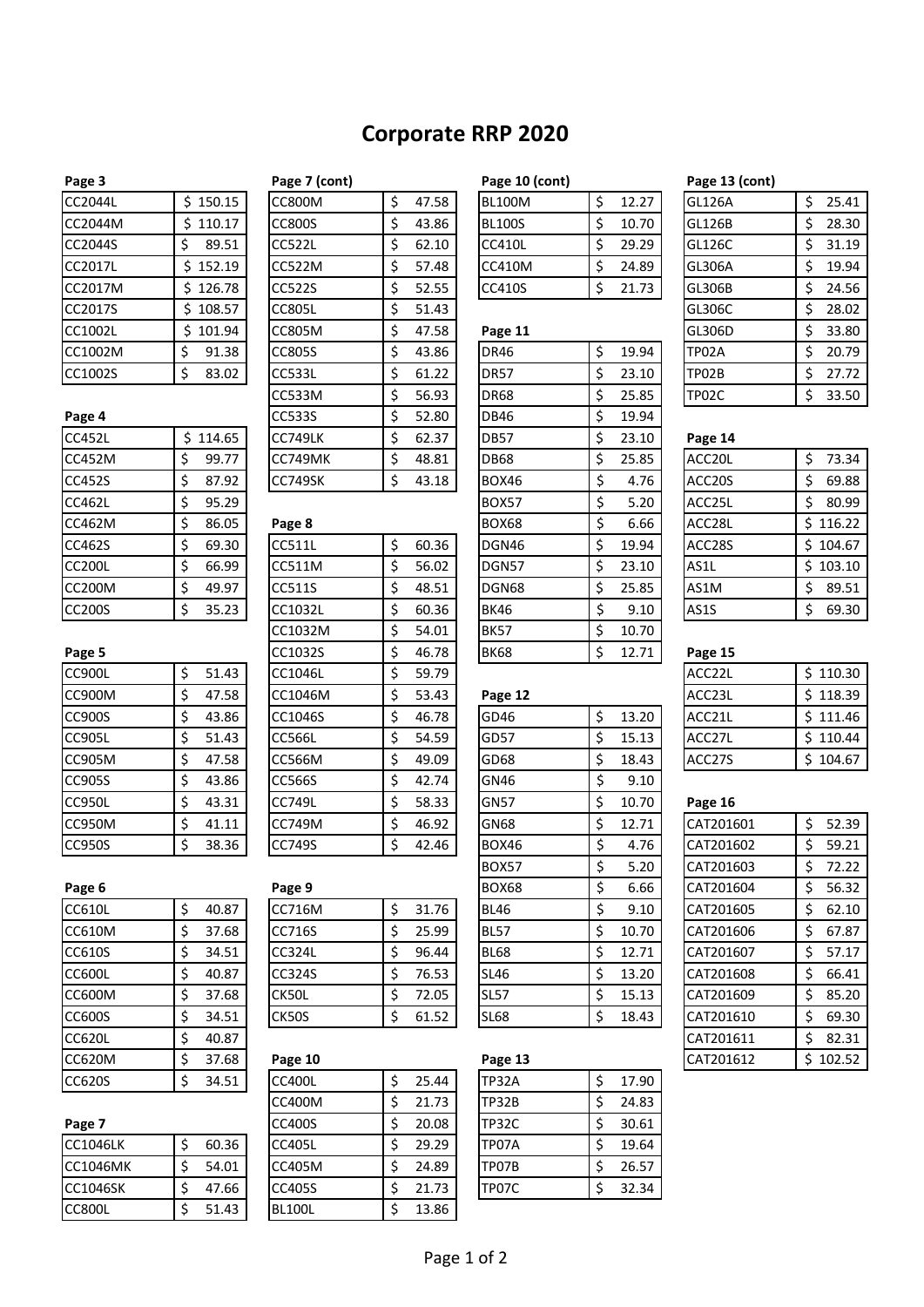# Corporate RRP 2020

**Page 3**

| Code | Price |
|---|---|
| CC2044L | $ 150.15 |
| CC2044M | $ 110.17 |
| CC2044S | $ 89.51 |
| CC2017L | $ 152.19 |
| CC2017M | $ 126.78 |
| CC2017S | $ 108.57 |
| CC1002L | $ 101.94 |
| CC1002M | $ 91.38 |
| CC1002S | $ 83.02 |

**Page 4**

| Code | Price |
|---|---|
| CC452L | $ 114.65 |
| CC452M | $ 99.77 |
| CC452S | $ 87.92 |
| CC462L | $ 95.29 |
| CC462M | $ 86.05 |
| CC462S | $ 69.30 |
| CC200L | $ 66.99 |
| CC200M | $ 49.97 |
| CC200S | $ 35.23 |

**Page 5**

| Code | Price |
|---|---|
| CC900L | $ 51.43 |
| CC900M | $ 47.58 |
| CC900S | $ 43.86 |
| CC905L | $ 51.43 |
| CC905M | $ 47.58 |
| CC905S | $ 43.86 |
| CC950L | $ 43.31 |
| CC950M | $ 41.11 |
| CC950S | $ 38.36 |

**Page 6**

| Code | Price |
|---|---|
| CC610L | $ 40.87 |
| CC610M | $ 37.68 |
| CC610S | $ 34.51 |
| CC600L | $ 40.87 |
| CC600M | $ 37.68 |
| CC600S | $ 34.51 |
| CC620L | $ 40.87 |
| CC620M | $ 37.68 |
| CC620S | $ 34.51 |

**Page 7**

| Code | Price |
|---|---|
| CC1046LK | $ 60.36 |
| CC1046MK | $ 54.01 |
| CC1046SK | $ 47.66 |
| CC800L | $ 51.43 |

**Page 7 (cont)**

| Code | Price |
|---|---|
| CC800M | $ 47.58 |
| CC800S | $ 43.86 |
| CC522L | $ 62.10 |
| CC522M | $ 57.48 |
| CC522S | $ 52.55 |
| CC805L | $ 51.43 |
| CC805M | $ 47.58 |
| CC805S | $ 43.86 |
| CC533L | $ 61.22 |
| CC533M | $ 56.93 |
| CC533S | $ 52.80 |
| CC749LK | $ 62.37 |
| CC749MK | $ 48.81 |
| CC749SK | $ 43.18 |

**Page 8**

| Code | Price |
|---|---|
| CC511L | $ 60.36 |
| CC511M | $ 56.02 |
| CC511S | $ 48.51 |
| CC1032L | $ 60.36 |
| CC1032M | $ 54.01 |
| CC1032S | $ 46.78 |
| CC1046L | $ 59.79 |
| CC1046M | $ 53.43 |
| CC1046S | $ 46.78 |
| CC566L | $ 54.59 |
| CC566M | $ 49.09 |
| CC566S | $ 42.74 |
| CC749L | $ 58.33 |
| CC749M | $ 46.92 |
| CC749S | $ 42.46 |

**Page 9**

| Code | Price |
|---|---|
| CC716M | $ 31.76 |
| CC716S | $ 25.99 |
| CC324L | $ 96.44 |
| CC324S | $ 76.53 |
| CK50L | $ 72.05 |
| CK50S | $ 61.52 |

**Page 10**

| Code | Price |
|---|---|
| CC400L | $ 25.44 |
| CC400M | $ 21.73 |
| CC400S | $ 20.08 |
| CC405L | $ 29.29 |
| CC405M | $ 24.89 |
| CC405S | $ 21.73 |
| BL100L | $ 13.86 |

**Page 10 (cont)**

| Code | Price |
|---|---|
| BL100M | $ 12.27 |
| BL100S | $ 10.70 |
| CC410L | $ 29.29 |
| CC410M | $ 24.89 |
| CC410S | $ 21.73 |

**Page 11**

| Code | Price |
|---|---|
| DR46 | $ 19.94 |
| DR57 | $ 23.10 |
| DR68 | $ 25.85 |
| DB46 | $ 19.94 |
| DB57 | $ 23.10 |
| DB68 | $ 25.85 |
| BOX46 | $ 4.76 |
| BOX57 | $ 5.20 |
| BOX68 | $ 6.66 |
| DGN46 | $ 19.94 |
| DGN57 | $ 23.10 |
| DGN68 | $ 25.85 |
| BK46 | $ 9.10 |
| BK57 | $ 10.70 |
| BK68 | $ 12.71 |

**Page 12**

| Code | Price |
|---|---|
| GD46 | $ 13.20 |
| GD57 | $ 15.13 |
| GD68 | $ 18.43 |
| GN46 | $ 9.10 |
| GN57 | $ 10.70 |
| GN68 | $ 12.71 |
| BOX46 | $ 4.76 |
| BOX57 | $ 5.20 |
| BOX68 | $ 6.66 |
| BL46 | $ 9.10 |
| BL57 | $ 10.70 |
| BL68 | $ 12.71 |
| SL46 | $ 13.20 |
| SL57 | $ 15.13 |
| SL68 | $ 18.43 |

**Page 13**

| Code | Price |
|---|---|
| TP32A | $ 17.90 |
| TP32B | $ 24.83 |
| TP32C | $ 30.61 |
| TP07A | $ 19.64 |
| TP07B | $ 26.57 |
| TP07C | $ 32.34 |

**Page 13 (cont)**

| Code | Price |
|---|---|
| GL126A | $ 25.41 |
| GL126B | $ 28.30 |
| GL126C | $ 31.19 |
| GL306A | $ 19.94 |
| GL306B | $ 24.56 |
| GL306C | $ 28.02 |
| GL306D | $ 33.80 |
| TP02A | $ 20.79 |
| TP02B | $ 27.72 |
| TP02C | $ 33.50 |

**Page 14**

| Code | Price |
|---|---|
| ACC20L | $ 73.34 |
| ACC20S | $ 69.88 |
| ACC25L | $ 80.99 |
| ACC28L | $ 116.22 |
| ACC28S | $ 104.67 |
| AS1L | $ 103.10 |
| AS1M | $ 89.51 |
| AS1S | $ 69.30 |

**Page 15**

| Code | Price |
|---|---|
| ACC22L | $ 110.30 |
| ACC23L | $ 118.39 |
| ACC21L | $ 111.46 |
| ACC27L | $ 110.44 |
| ACC27S | $ 104.67 |

**Page 16**

| Code | Price |
|---|---|
| CAT201601 | $ 52.39 |
| CAT201602 | $ 59.21 |
| CAT201603 | $ 72.22 |
| CAT201604 | $ 56.32 |
| CAT201605 | $ 62.10 |
| CAT201606 | $ 67.87 |
| CAT201607 | $ 57.17 |
| CAT201608 | $ 66.41 |
| CAT201609 | $ 85.20 |
| CAT201610 | $ 69.30 |
| CAT201611 | $ 82.31 |
| CAT201612 | $ 102.52 |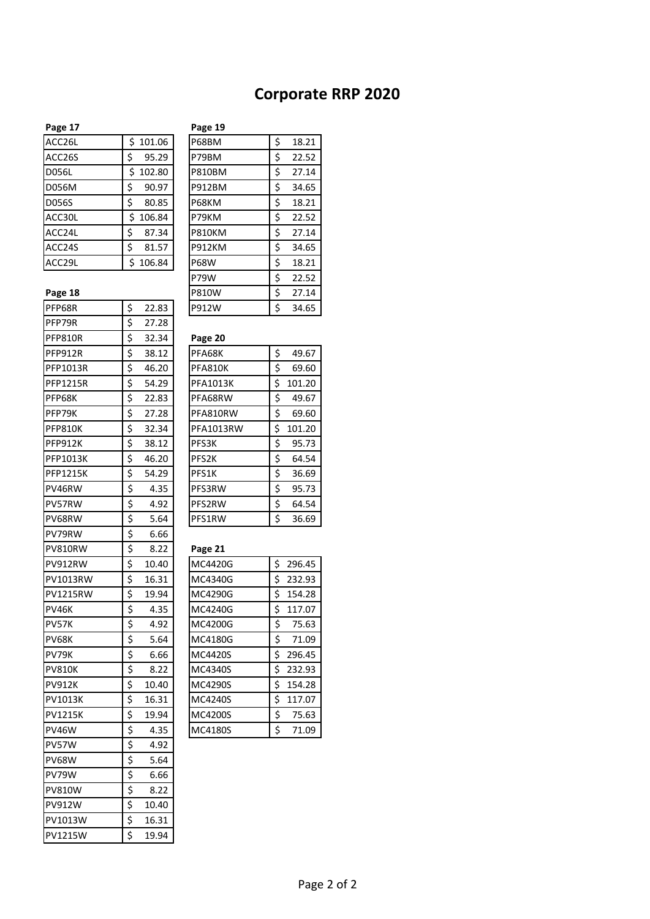# Corporate RRP 2020

**Page 17**

| | |
|---|---|
| ACC26L | $ 101.06 |
| ACC26S | $ 95.29 |
| D056L | $ 102.80 |
| D056M | $ 90.97 |
| D056S | $ 80.85 |
| ACC30L | $ 106.84 |
| ACC24L | $ 87.34 |
| ACC24S | $ 81.57 |
| ACC29L | $ 106.84 |

**Page 18**

| | |
|---|---|
| PFP68R | $ 22.83 |
| PFP79R | $ 27.28 |
| PFP810R | $ 32.34 |
| PFP912R | $ 38.12 |
| PFP1013R | $ 46.20 |
| PFP1215R | $ 54.29 |
| PFP68K | $ 22.83 |
| PFP79K | $ 27.28 |
| PFP810K | $ 32.34 |
| PFP912K | $ 38.12 |
| PFP1013K | $ 46.20 |
| PFP1215K | $ 54.29 |
| PV46RW | $ 4.35 |
| PV57RW | $ 4.92 |
| PV68RW | $ 5.64 |
| PV79RW | $ 6.66 |
| PV810RW | $ 8.22 |
| PV912RW | $ 10.40 |
| PV1013RW | $ 16.31 |
| PV1215RW | $ 19.94 |
| PV46K | $ 4.35 |
| PV57K | $ 4.92 |
| PV68K | $ 5.64 |
| PV79K | $ 6.66 |
| PV810K | $ 8.22 |
| PV912K | $ 10.40 |
| PV1013K | $ 16.31 |
| PV1215K | $ 19.94 |
| PV46W | $ 4.35 |
| PV57W | $ 4.92 |
| PV68W | $ 5.64 |
| PV79W | $ 6.66 |
| PV810W | $ 8.22 |
| PV912W | $ 10.40 |
| PV1013W | $ 16.31 |
| PV1215W | $ 19.94 |

**Page 19**

| | |
|---|---|
| P68BM | $ 18.21 |
| P79BM | $ 22.52 |
| P810BM | $ 27.14 |
| P912BM | $ 34.65 |
| P68KM | $ 18.21 |
| P79KM | $ 22.52 |
| P810KM | $ 27.14 |
| P912KM | $ 34.65 |
| P68W | $ 18.21 |
| P79W | $ 22.52 |
| P810W | $ 27.14 |
| P912W | $ 34.65 |

**Page 20**

| | |
|---|---|
| PFA68K | $ 49.67 |
| PFA810K | $ 69.60 |
| PFA1013K | $ 101.20 |
| PFA68RW | $ 49.67 |
| PFA810RW | $ 69.60 |
| PFA1013RW | $ 101.20 |
| PFS3K | $ 95.73 |
| PFS2K | $ 64.54 |
| PFS1K | $ 36.69 |
| PFS3RW | $ 95.73 |
| PFS2RW | $ 64.54 |
| PFS1RW | $ 36.69 |

**Page 21**

| | |
|---|---|
| MC4420G | $ 296.45 |
| MC4340G | $ 232.93 |
| MC4290G | $ 154.28 |
| MC4240G | $ 117.07 |
| MC4200G | $ 75.63 |
| MC4180G | $ 71.09 |
| MC4420S | $ 296.45 |
| MC4340S | $ 232.93 |
| MC4290S | $ 154.28 |
| MC4240S | $ 117.07 |
| MC4200S | $ 75.63 |
| MC4180S | $ 71.09 |